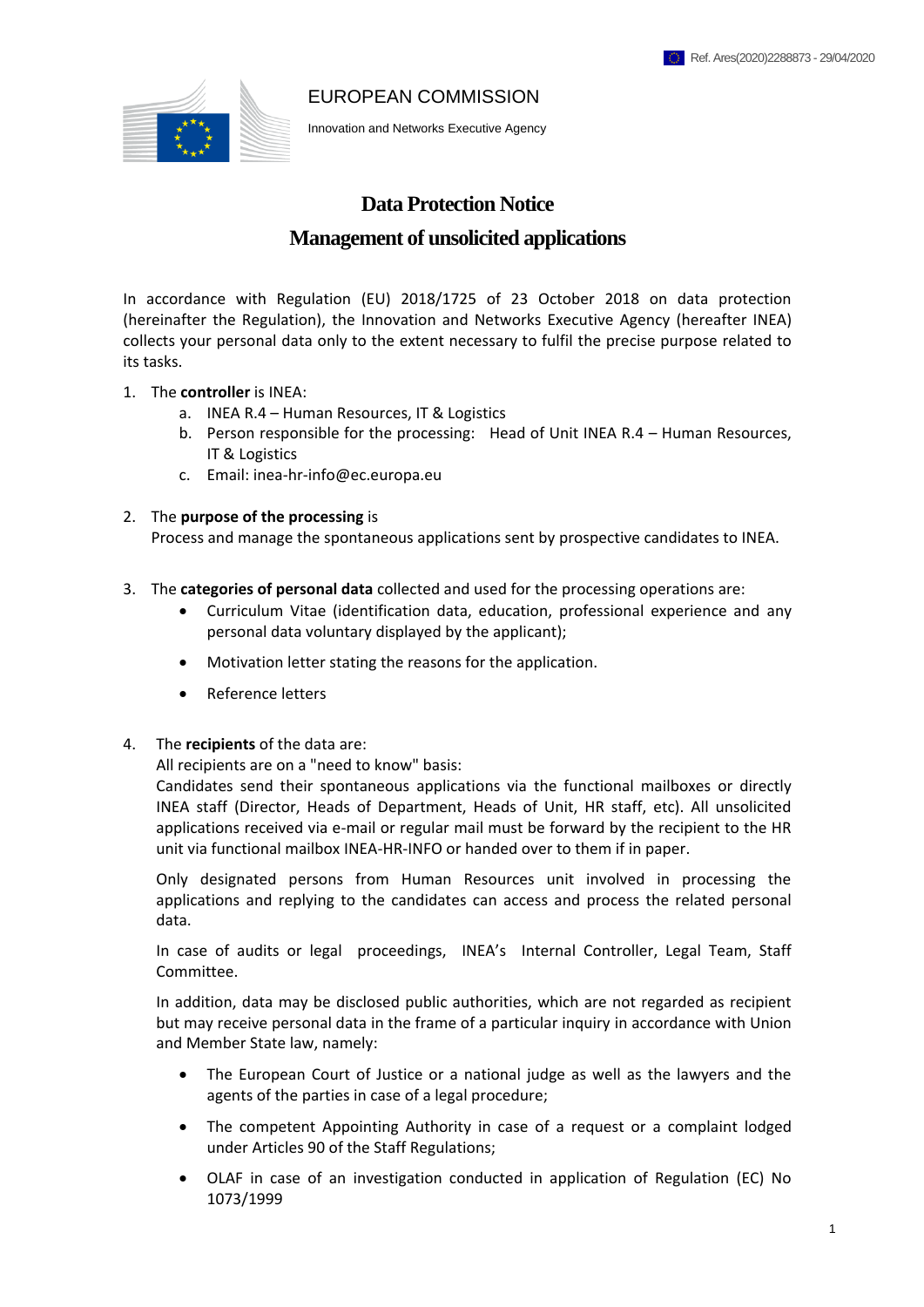Ref. Ares(2020)2288873 - 29/04/2020

EUROPEAN COMMISSION

Innovation and Networks Executive Agency

# Data Protection Notice

## Management of unsolicited applications

In accordance with Regulation (EU) 2018/1725 of 23 October 2018 on data protection (hereinafter the Regulation), the Innovation and Networks Executive Agency (hereafter INEA) collects your personal data only to the extent necessary to fulfil the precise purpose related to its tasks.

1. The **controller** is INEA:
   a. INEA R.4 – Human Resources, IT & Logistics
   b. Person responsible for the processing: Head of Unit INEA R.4 – Human Resources, IT & Logistics
   c. Email: inea-hr-info@ec.europa.eu

2. The **purpose of the processing** is
   Process and manage the spontaneous applications sent by prospective candidates to INEA.

3. The **categories of personal data** collected and used for the processing operations are:
   - Curriculum Vitae (identification data, education, professional experience and any personal data voluntary displayed by the applicant);
   - Motivation letter stating the reasons for the application.
   - Reference letters

4. The **recipients** of the data are:
   All recipients are on a "need to know" basis:
   Candidates send their spontaneous applications via the functional mailboxes or directly INEA staff (Director, Heads of Department, Heads of Unit, HR staff, etc). All unsolicited applications received via e-mail or regular mail must be forward by the recipient to the HR unit via functional mailbox INEA-HR-INFO or handed over to them if in paper.

   Only designated persons from Human Resources unit involved in processing the applications and replying to the candidates can access and process the related personal data.

   In case of audits or legal proceedings, INEA's Internal Controller, Legal Team, Staff Committee.

   In addition, data may be disclosed public authorities, which are not regarded as recipient but may receive personal data in the frame of a particular inquiry in accordance with Union and Member State law, namely:

   - The European Court of Justice or a national judge as well as the lawyers and the agents of the parties in case of a legal procedure;
   - The competent Appointing Authority in case of a request or a complaint lodged under Articles 90 of the Staff Regulations;
   - OLAF in case of an investigation conducted in application of Regulation (EC) No 1073/1999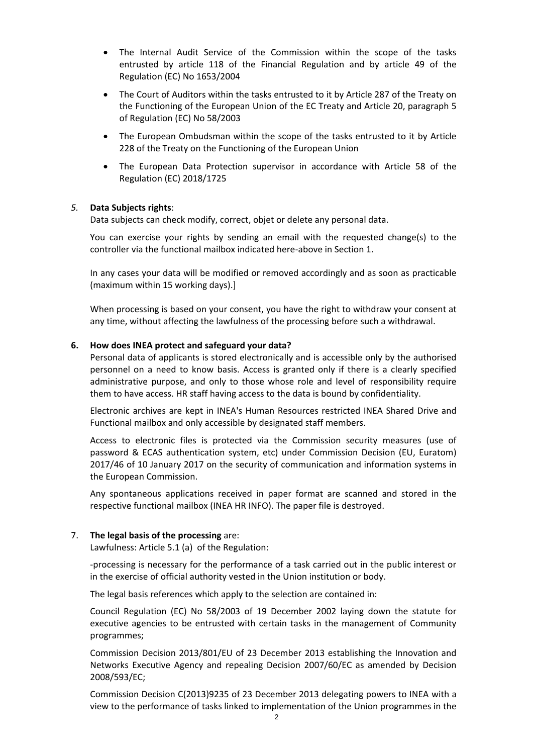- The Internal Audit Service of the Commission within the scope of the tasks entrusted by article 118 of the Financial Regulation and by article 49 of the Regulation (EC) No 1653/2004
- The Court of Auditors within the tasks entrusted to it by Article 287 of the Treaty on the Functioning of the European Union of the EC Treaty and Article 20, paragraph 5 of Regulation (EC) No 58/2003
- The European Ombudsman within the scope of the tasks entrusted to it by Article 228 of the Treaty on the Functioning of the European Union
- The European Data Protection supervisor in accordance with Article 58 of the Regulation (EC) 2018/1725

*5.* **Data Subjects rights**:

Data subjects can check modify, correct, objet or delete any personal data.

You can exercise your rights by sending an email with the requested change(s) to the controller via the functional mailbox indicated here-above in Section 1.

In any cases your data will be modified or removed accordingly and as soon as practicable (maximum within 15 working days).]

When processing is based on your consent, you have the right to withdraw your consent at any time, without affecting the lawfulness of the processing before such a withdrawal.

**6. How does INEA protect and safeguard your data?**

Personal data of applicants is stored electronically and is accessible only by the authorised personnel on a need to know basis. Access is granted only if there is a clearly specified administrative purpose, and only to those whose role and level of responsibility require them to have access. HR staff having access to the data is bound by confidentiality.

Electronic archives are kept in INEA's Human Resources restricted INEA Shared Drive and Functional mailbox and only accessible by designated staff members.

Access to electronic files is protected via the Commission security measures (use of password & ECAS authentication system, etc) under Commission Decision (EU, Euratom) 2017/46 of 10 January 2017 on the security of communication and information systems in the European Commission.

Any spontaneous applications received in paper format are scanned and stored in the respective functional mailbox (INEA HR INFO). The paper file is destroyed.

7. **The legal basis of the processing** are:

Lawfulness: Article 5.1 (a) of the Regulation:

-processing is necessary for the performance of a task carried out in the public interest or in the exercise of official authority vested in the Union institution or body.

The legal basis references which apply to the selection are contained in:

Council Regulation (EC) No 58/2003 of 19 December 2002 laying down the statute for executive agencies to be entrusted with certain tasks in the management of Community programmes;

Commission Decision 2013/801/EU of 23 December 2013 establishing the Innovation and Networks Executive Agency and repealing Decision 2007/60/EC as amended by Decision 2008/593/EC;

Commission Decision C(2013)9235 of 23 December 2013 delegating powers to INEA with a view to the performance of tasks linked to implementation of the Union programmes in the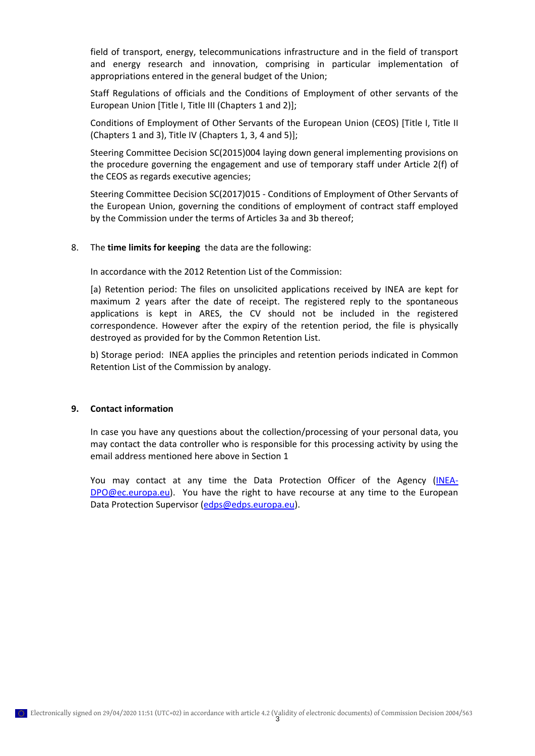field of transport, energy, telecommunications infrastructure and in the field of transport and energy research and innovation, comprising in particular implementation of appropriations entered in the general budget of the Union;

Staff Regulations of officials and the Conditions of Employment of other servants of the European Union [Title I, Title III (Chapters 1 and 2)];

Conditions of Employment of Other Servants of the European Union (CEOS) [Title I, Title II (Chapters 1 and 3), Title IV (Chapters 1, 3, 4 and 5)];

Steering Committee Decision SC(2015)004 laying down general implementing provisions on the procedure governing the engagement and use of temporary staff under Article 2(f) of the CEOS as regards executive agencies;

Steering Committee Decision SC(2017)015 - Conditions of Employment of Other Servants of the European Union, governing the conditions of employment of contract staff employed by the Commission under the terms of Articles 3a and 3b thereof;

8. The **time limits for keeping** the data are the following:

   In accordance with the 2012 Retention List of the Commission:

   [a) Retention period: The files on unsolicited applications received by INEA are kept for maximum 2 years after the date of receipt. The registered reply to the spontaneous applications is kept in ARES, the CV should not be included in the registered correspondence. However after the expiry of the retention period, the file is physically destroyed as provided for by the Common Retention List.

   b) Storage period: INEA applies the principles and retention periods indicated in Common Retention List of the Commission by analogy.

## 9. Contact information

In case you have any questions about the collection/processing of your personal data, you may contact the data controller who is responsible for this processing activity by using the email address mentioned here above in Section 1

You may contact at any time the Data Protection Officer of the Agency (INEA-DPO@ec.europa.eu). You have the right to have recourse at any time to the European Data Protection Supervisor (edps@edps.europa.eu).

Electronically signed on 29/04/2020 11:51 (UTC+02) in accordance with article 4.2 (Validity of electronic documents) of Commission Decision 2004/563